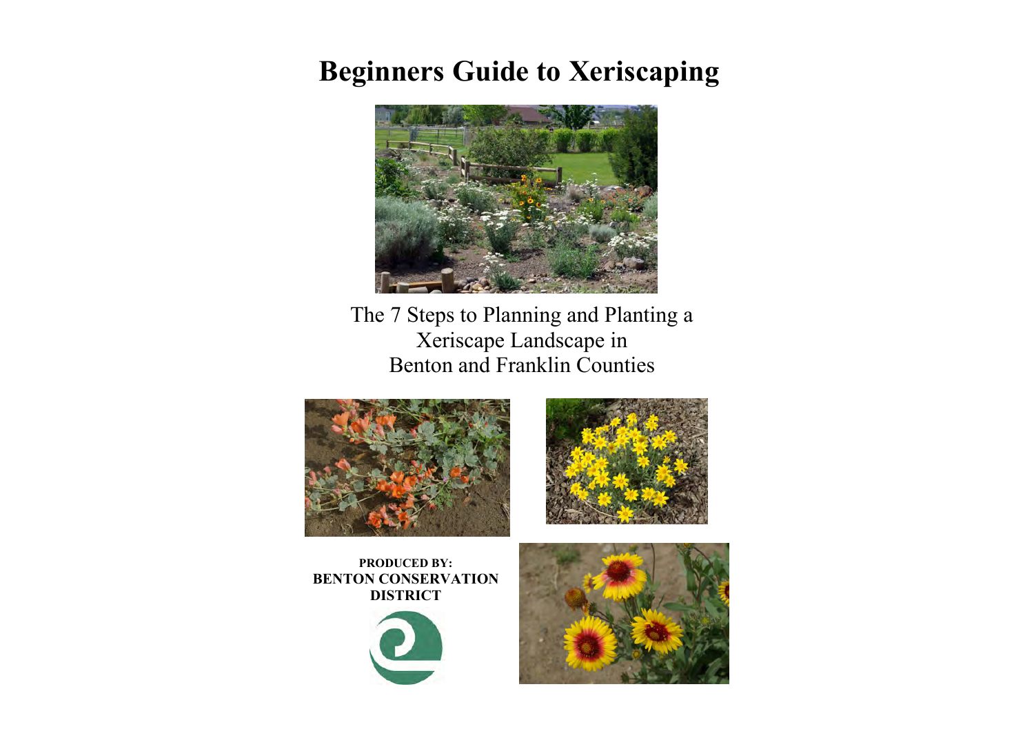# Beginners Guide to Xeriscaping

The 7 Steps to Planning and Planting a Xeriscape Landscape in Benton and Franklin Counties

**PRODUCED BY:**
**BENTON CONSERVATION DISTRICT**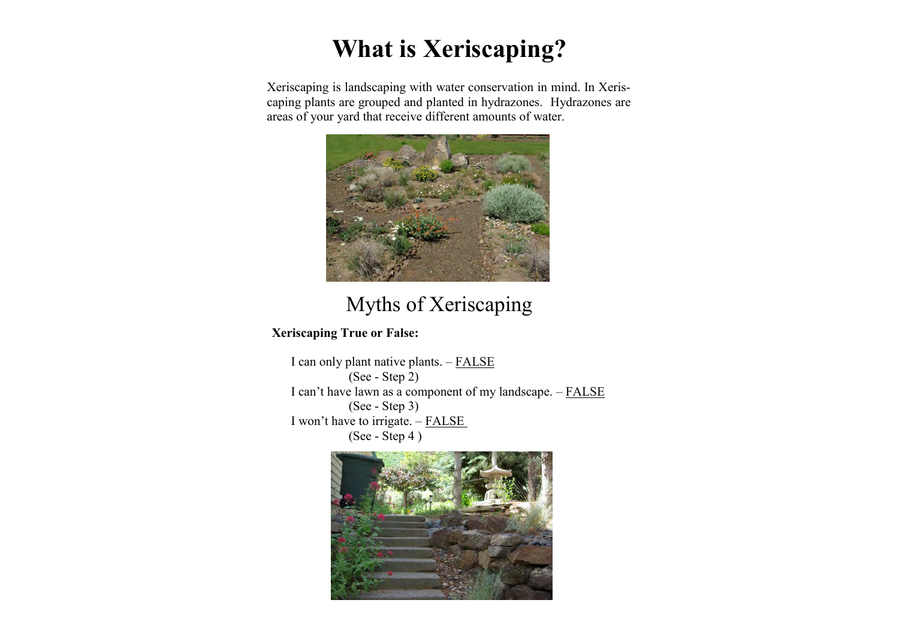# What is Xeriscaping?

Xeriscaping is landscaping with water conservation in mind. In Xeriscaping plants are grouped and planted in hydrazones. Hydrazones are areas of your yard that receive different amounts of water.

## Myths of Xeriscaping

**Xeriscaping True or False:**

I can only plant native plants. – FALSE
(See - Step 2)

I can't have lawn as a component of my landscape. – FALSE
(See - Step 3)

I won't have to irrigate. – FALSE
(See - Step 4 )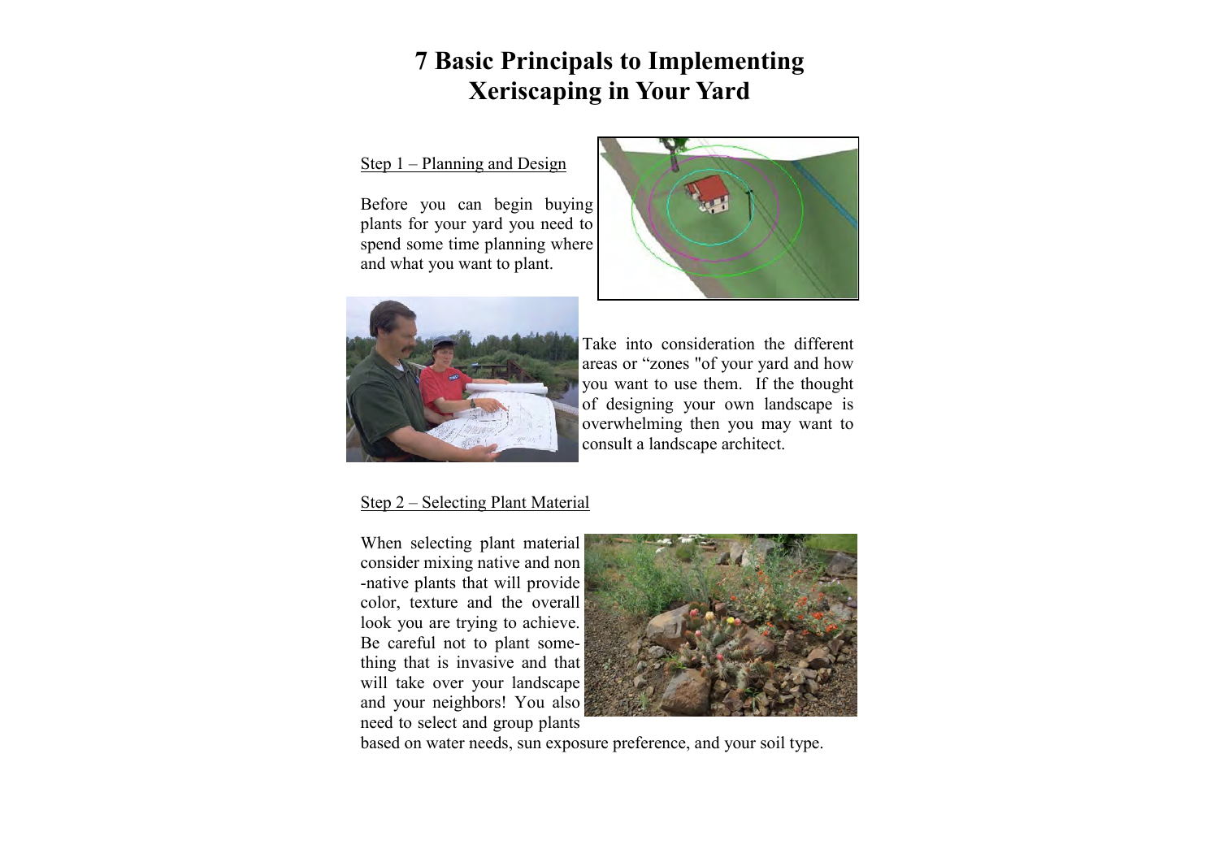# 7 Basic Principals to Implementing Xeriscaping in Your Yard

Step 1 – Planning and Design

Before you can begin buying plants for your yard you need to spend some time planning where and what you want to plant.

Take into consideration the different areas or "zones "of your yard and how you want to use them. If the thought of designing your own landscape is overwhelming then you may want to consult a landscape architect.

Step 2 – Selecting Plant Material

When selecting plant material consider mixing native and non-native plants that will provide color, texture and the overall look you are trying to achieve. Be careful not to plant something that is invasive and that will take over your landscape and your neighbors! You also need to select and group plants based on water needs, sun exposure preference, and your soil type.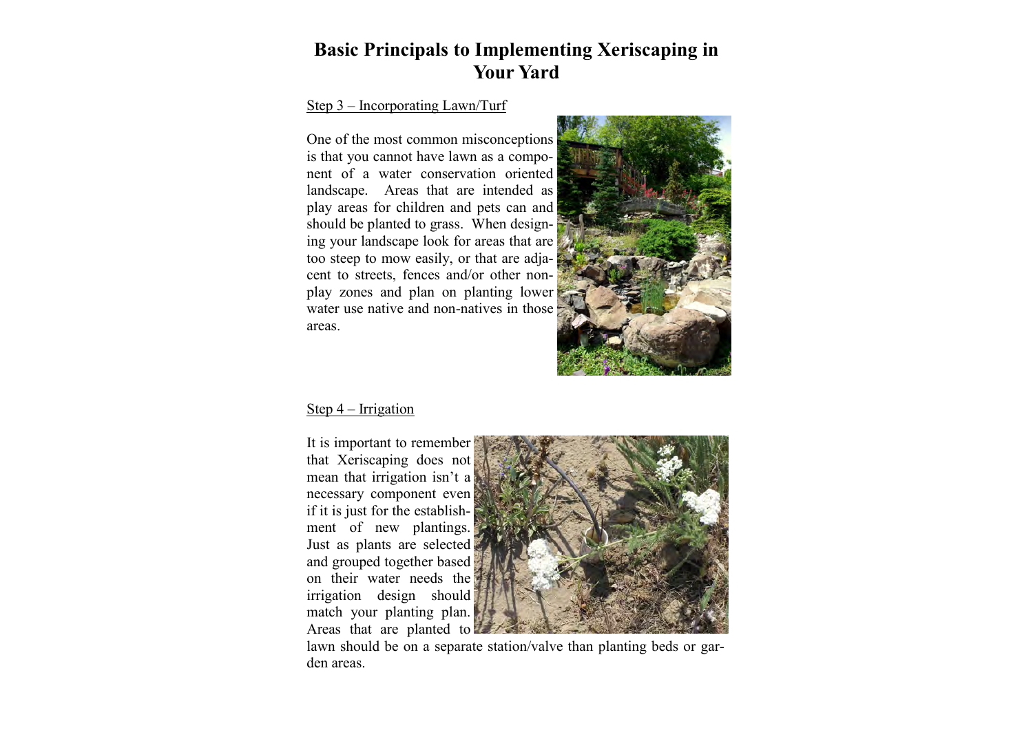# Basic Principals to Implementing Xeriscaping in Your Yard

## Step 3 – Incorporating Lawn/Turf

One of the most common misconceptions is that you cannot have lawn as a component of a water conservation oriented landscape. Areas that are intended as play areas for children and pets can and should be planted to grass. When designing your landscape look for areas that are too steep to mow easily, or that are adjacent to streets, fences and/or other non-play zones and plan on planting lower water use native and non-natives in those areas.

## Step 4 – Irrigation

It is important to remember that Xeriscaping does not mean that irrigation isn't a necessary component even if it is just for the establishment of new plantings. Just as plants are selected and grouped together based on their water needs the irrigation design should match your planting plan. Areas that are planted to lawn should be on a separate station/valve than planting beds or garden areas.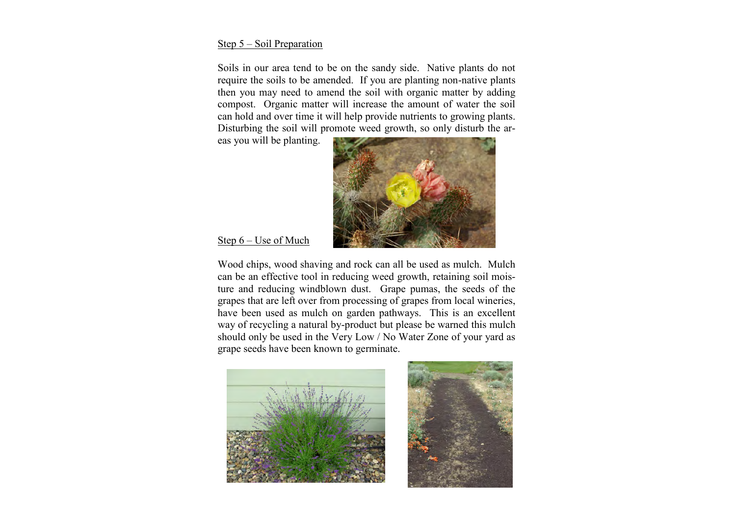Step 5 – Soil Preparation

Soils in our area tend to be on the sandy side. Native plants do not require the soils to be amended. If you are planting non-native plants then you may need to amend the soil with organic matter by adding compost. Organic matter will increase the amount of water the soil can hold and over time it will help provide nutrients to growing plants. Disturbing the soil will promote weed growth, so only disturb the areas you will be planting.

Step 6 – Use of Much

Wood chips, wood shaving and rock can all be used as mulch. Mulch can be an effective tool in reducing weed growth, retaining soil moisture and reducing windblown dust. Grape pumas, the seeds of the grapes that are left over from processing of grapes from local wineries, have been used as mulch on garden pathways. This is an excellent way of recycling a natural by-product but please be warned this mulch should only be used in the Very Low / No Water Zone of your yard as grape seeds have been known to germinate.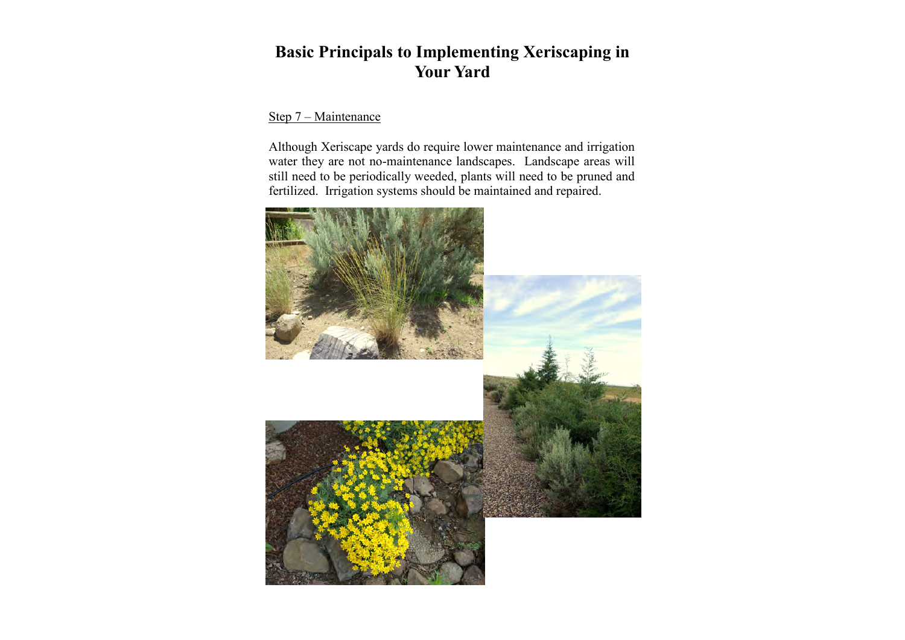# Basic Principals to Implementing Xeriscaping in Your Yard

Step 7 – Maintenance

Although Xeriscape yards do require lower maintenance and irrigation water they are not no-maintenance landscapes. Landscape areas will still need to be periodically weeded, plants will need to be pruned and fertilized. Irrigation systems should be maintained and repaired.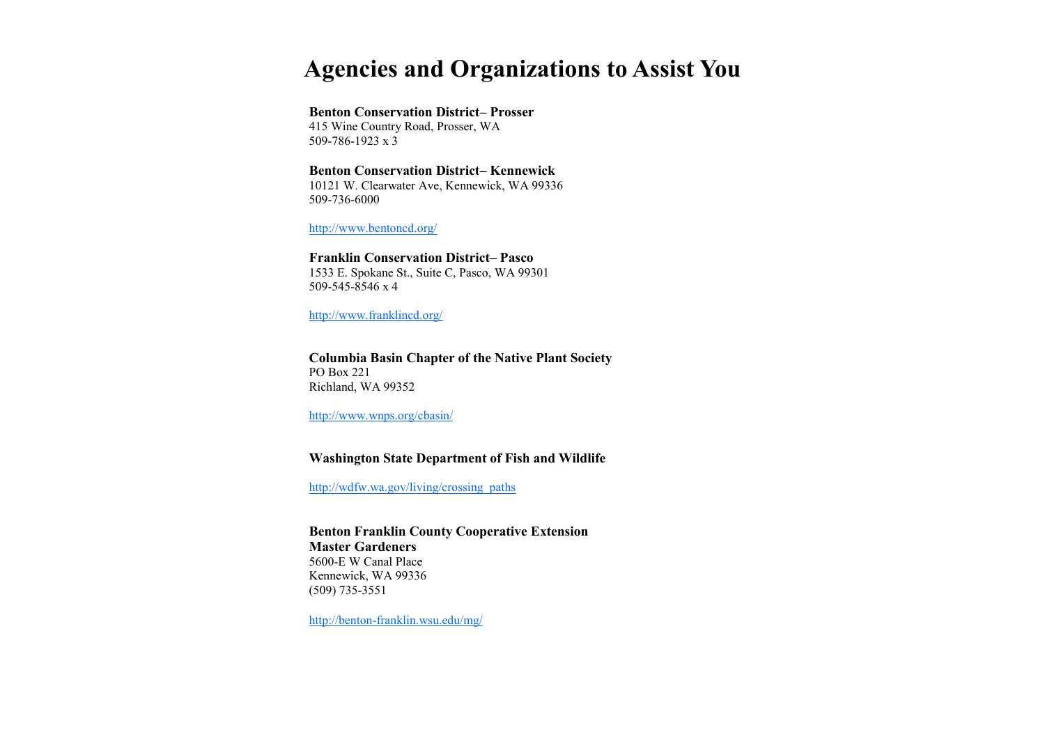# Agencies and Organizations to Assist You

**Benton Conservation District– Prosser**
415 Wine Country Road, Prosser, WA
509-786-1923 x 3

**Benton Conservation District– Kennewick**
10121 W. Clearwater Ave, Kennewick, WA 99336
509-736-6000

http://www.bentoncd.org/

**Franklin Conservation District– Pasco**
1533 E. Spokane St., Suite C, Pasco, WA 99301
509-545-8546 x 4

http://www.franklincd.org/

**Columbia Basin Chapter of the Native Plant Society**
PO Box 221
Richland, WA 99352

http://www.wnps.org/cbasin/

**Washington State Department of Fish and Wildlife**

http://wdfw.wa.gov/living/crossing_paths

**Benton Franklin County Cooperative Extension**
**Master Gardeners**
5600-E W Canal Place
Kennewick, WA 99336
(509) 735-3551

http://benton-franklin.wsu.edu/mg/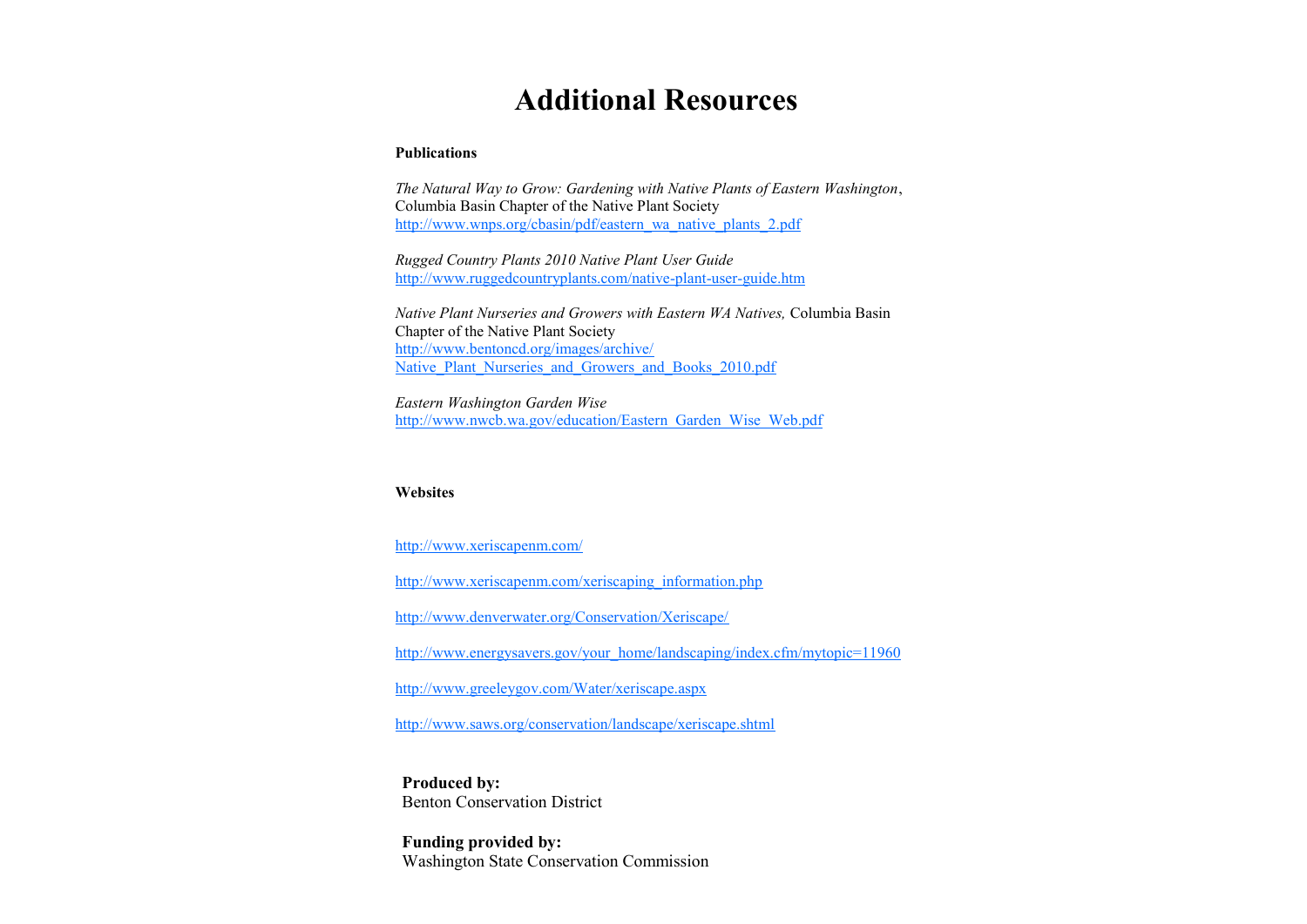# Additional Resources

**Publications**

*The Natural Way to Grow: Gardening with Native Plants of Eastern Washington*, Columbia Basin Chapter of the Native Plant Society
http://www.wnps.org/cbasin/pdf/eastern_wa_native_plants_2.pdf

*Rugged Country Plants 2010 Native Plant User Guide*
http://www.ruggedcountryplants.com/native-plant-user-guide.htm

*Native Plant Nurseries and Growers with Eastern WA Natives,* Columbia Basin Chapter of the Native Plant Society
http://www.bentoncd.org/images/archive/Native_Plant_Nurseries_and_Growers_and_Books_2010.pdf

*Eastern Washington Garden Wise*
http://www.nwcb.wa.gov/education/Eastern_Garden_Wise_Web.pdf

**Websites**

http://www.xeriscapenm.com/

http://www.xeriscapenm.com/xeriscaping_information.php

http://www.denverwater.org/Conservation/Xeriscape/

http://www.energysavers.gov/your_home/landscaping/index.cfm/mytopic=11960

http://www.greeleygov.com/Water/xeriscape.aspx

http://www.saws.org/conservation/landscape/xeriscape.shtml

**Produced by:**
Benton Conservation District

**Funding provided by:**
Washington State Conservation Commission